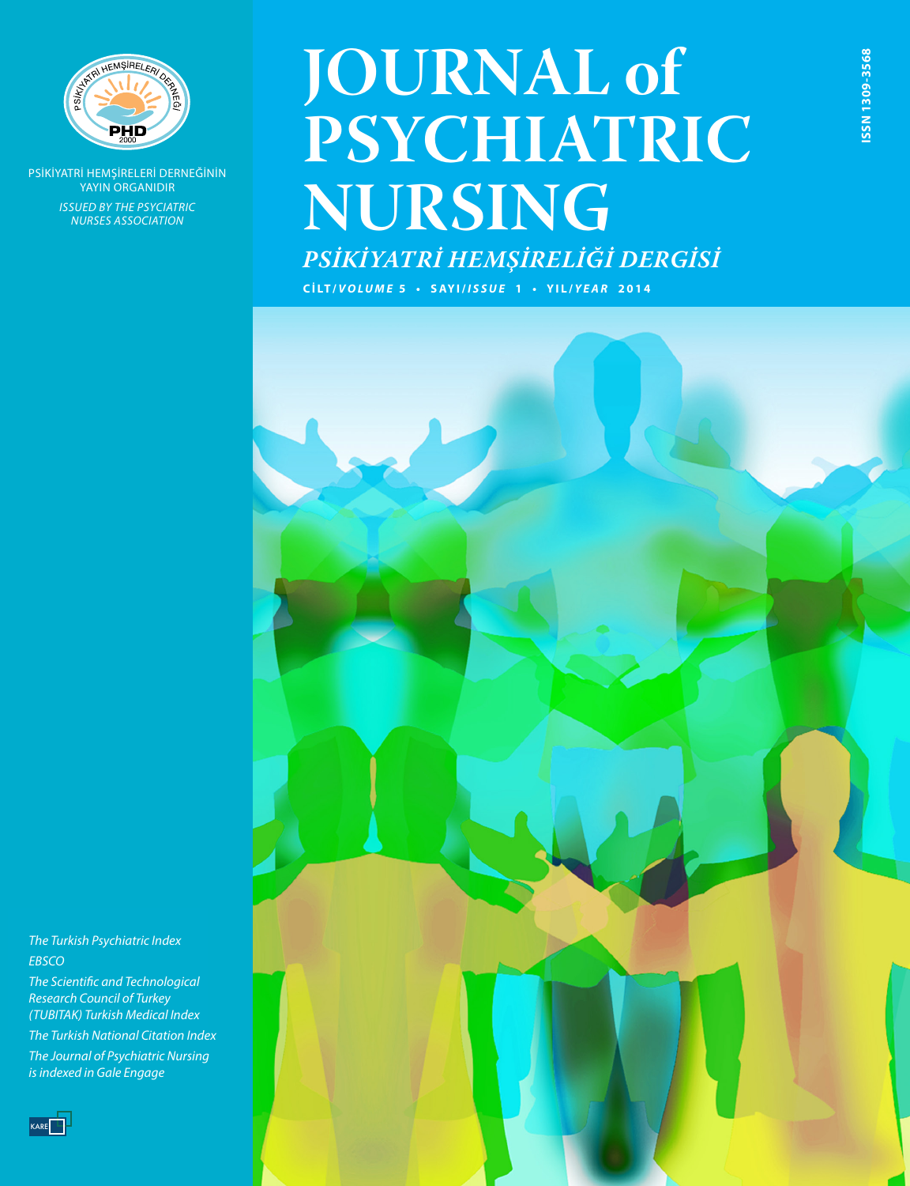PSİKİYATRİ HEMŞİRELERİ DERNEĞİNİN YAYIN ORGANIDIR

*ISSUED BY THE PSYCIATRIC NURSES ASSOCIATION*

# JOURNAL of PSYCHIATRIC NURSING

## *PSİKİYATRİ HEMŞİRELİĞİ DERGİSİ*

CİLT/*VOLUME* 5 • SAYI/*ISSUE* 1 • YIL/*YEAR* 2014

ISSN 1309-3568

*The Turkish Psychiatric Index*

*EBSCO*

*The Scientific and Technological Research Council of Turkey (TUBITAK) Turkish Medical Index*

*The Turkish National Citation Index*

*The Journal of Psychiatric Nursing is indexed in Gale Engage*

KARE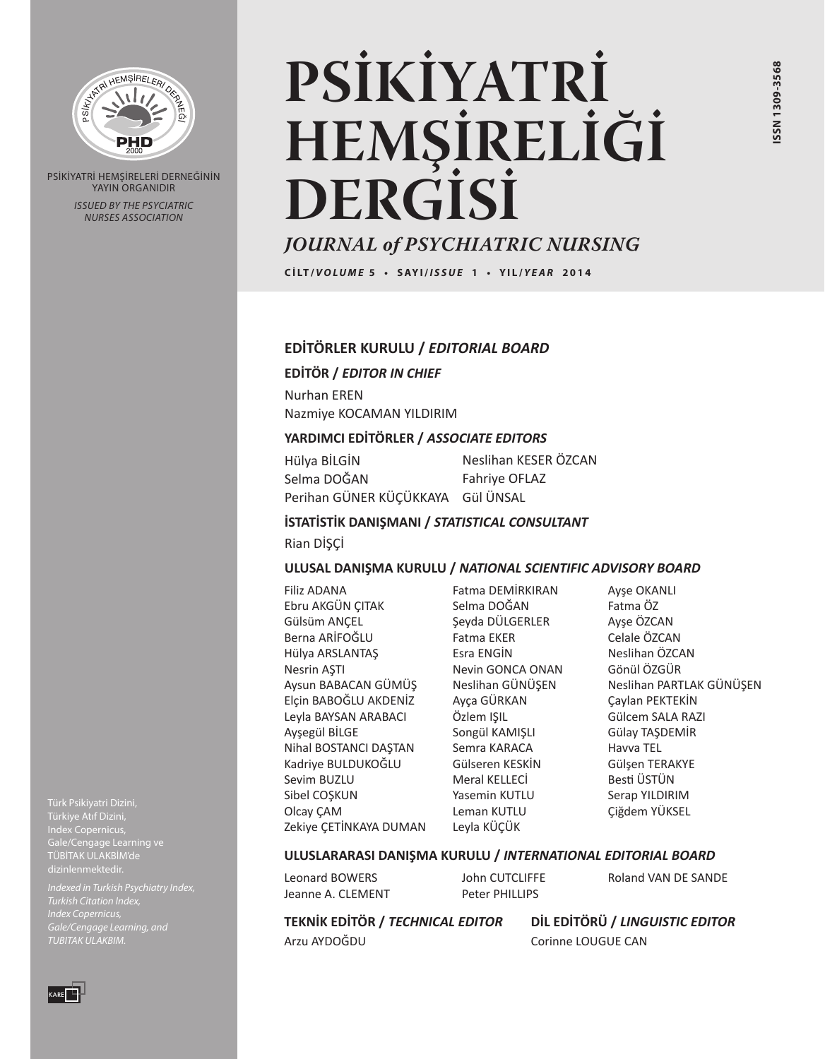PSİKİYATRİ HEMŞİRELERİ DERNEĞİNİN YAYIN ORGANIDIR

*ISSUED BY THE PSYCIATRIC NURSES ASSOCIATION*

# PSİKİYATRİ HEMŞİRELİĞİ DERGİSİ

## *JOURNAL of PSYCHIATRIC NURSING*

**CİLT/*VOLUME* 5 • SAYI/*ISSUE* 1 • YIL/*YEAR* 2014**

**ISSN 1309-3568**

### EDİTÖRLER KURULU / *EDITORIAL BOARD*

#### EDİTÖR / *EDITOR IN CHIEF*

Nurhan EREN
Nazmiye KOCAMAN YILDIRIM

#### YARDIMCI EDİTÖRLER / *ASSOCIATE EDITORS*

Hülya BİLGİN
Selma DOĞAN
Perihan GÜNER KÜÇÜKKAYA
Neslihan KESER ÖZCAN
Fahriye OFLAZ
Gül ÜNSAL

#### İSTATİSTİK DANIŞMANI / *STATISTICAL CONSULTANT*

Rian DİŞÇİ

#### ULUSAL DANIŞMA KURULU / *NATIONAL SCIENTIFIC ADVISORY BOARD*

Filiz ADANA
Ebru AKGÜN ÇITAK
Gülsüm ANÇEL
Berna ARİFOĞLU
Hülya ARSLANTAŞ
Nesrin AŞTI
Aysun BABACAN GÜMÜŞ
Elçin BABOĞLU AKDENİZ
Leyla BAYSAN ARABACI
Ayşegül BİLGE
Nihal BOSTANCI DAŞTAN
Kadriye BULDUKOĞLU
Sevim BUZLU
Sibel COŞKUN
Olcay ÇAM
Zekiye ÇETİNKAYA DUMAN
Fatma DEMİRKIRAN
Selma DOĞAN
Şeyda DÜLGERLER
Fatma EKER
Esra ENGİN
Nevin GONCA ONAN
Neslihan GÜNÜŞEN
Ayça GÜRKAN
Özlem IŞIL
Songül KAMIŞLI
Semra KARACA
Gülseren KESKİN
Meral KELLECİ
Yasemin KUTLU
Leman KUTLU
Leyla KÜÇÜK
Ayşe OKANLI
Fatma ÖZ
Ayşe ÖZCAN
Celale ÖZCAN
Neslihan ÖZCAN
Gönül ÖZGÜR
Neslihan PARTLAK GÜNÜŞEN
Çaylan PEKTEKİN
Gülcem SALA RAZI
Gülay TAŞDEMİR
Havva TEL
Gülşen TERAKYE
Besti ÜSTÜN
Serap YILDIRIM
Çiğdem YÜKSEL

#### ULUSLARARASI DANIŞMA KURULU / *INTERNATIONAL EDITORIAL BOARD*

Leonard BOWERS
Jeanne A. CLEMENT
John CUTCLIFFE
Peter PHILLIPS
Roland VAN DE SANDE

#### TEKNİK EDİTÖR / *TECHNICAL EDITOR*

Arzu AYDOĞDU

#### DİL EDİTÖRÜ / *LINGUISTIC EDITOR*

Corinne LOUGUE CAN

Türk Psikiyatri Dizini, Türkiye Atıf Dizini, Index Copernicus, Gale/Cengage Learning ve TÜBİTAK ULAKBİM'de dizinlenmektedir.

*Indexed in Turkish Psychiatry Index, Turkish Citation Index, Index Copernicus, Gale/Cengage Learning, and TUBITAK ULAKBIM.*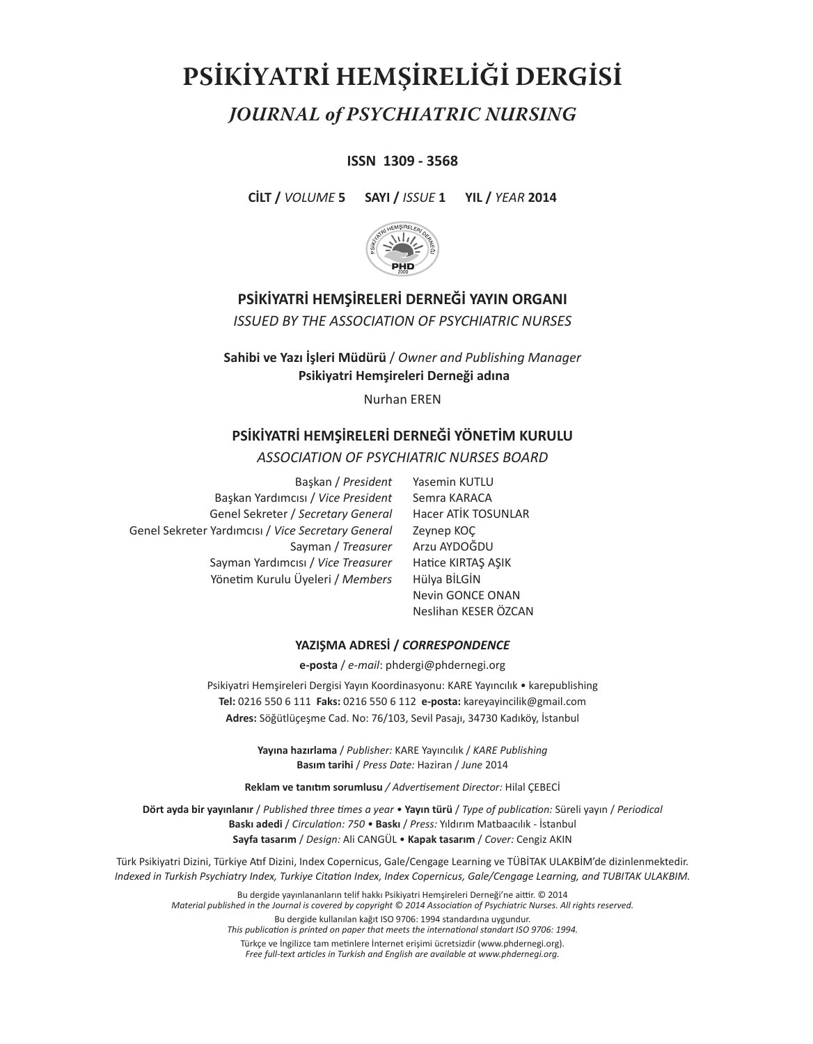# PSİKİYATRİ HEMŞİRELİĞİ DERGİSİ

## *JOURNAL of PSYCHIATRIC NURSING*

**ISSN 1309 - 3568**

**CİLT /** *VOLUME* **5** **SAYI /** *ISSUE* **1** **YIL /** *YEAR* **2014**

**PSİKİYATRİ HEMŞİRELERİ DERNEĞİ YAYIN ORGANI**

*ISSUED BY THE ASSOCIATION OF PSYCHIATRIC NURSES*

**Sahibi ve Yazı İşleri Müdürü** / *Owner and Publishing Manager*
**Psikiyatri Hemşireleri Derneği adına**

Nurhan EREN

**PSİKİYATRİ HEMŞİRELERİ DERNEĞİ YÖNETİM KURULU**

*ASSOCIATION OF PSYCHIATRIC NURSES BOARD*

| | |
|---|---|
| Başkan / *President* | Yasemin KUTLU |
| Başkan Yardımcısı / *Vice President* | Semra KARACA |
| Genel Sekreter / *Secretary General* | Hacer ATİK TOSUNLAR |
| Genel Sekreter Yardımcısı / *Vice Secretary General* | Zeynep KOÇ |
| Sayman / *Treasurer* | Arzu AYDOĞDU |
| Sayman Yardımcısı / *Vice Treasurer* | Hatice KIRTAŞ AŞIK |
| Yönetim Kurulu Üyeleri / *Members* | Hülya BİLGİN |
| | Nevin GONCE ONAN |
| | Neslihan KESER ÖZCAN |

**YAZIŞMA ADRESİ /** ***CORRESPONDENCE***

**e-posta** / *e-mail*: phdergi@phdernegi.org

Psikiyatri Hemşireleri Dergisi Yayın Koordinasyonu: KARE Yayıncılık • karepublishing
**Tel:** 0216 550 6 111 **Faks:** 0216 550 6 112 **e-posta:** kareyayincilik@gmail.com
**Adres:** Söğütlüçeşme Cad. No: 76/103, Sevil Pasajı, 34730 Kadıköy, İstanbul

**Yayına hazırlama** / *Publisher:* KARE Yayıncılık / *KARE Publishing*
**Basım tarihi** / *Press Date:* Haziran / *June* 2014

**Reklam ve tanıtım sorumlusu** */ Advertisement Director:* Hilal ÇEBECİ

**Dört ayda bir yayınlanır** / *Published three times a year* • **Yayın türü** / *Type of publication:* Süreli yayın / *Periodical*
**Baskı adedi** / *Circulation: 750* • **Baskı** / *Press:* Yıldırım Matbaacılık - İstanbul
**Sayfa tasarım** / *Design:* Ali CANGÜL • **Kapak tasarım** / *Cover:* Cengiz AKIN

Türk Psikiyatri Dizini, Türkiye Atıf Dizini, Index Copernicus, Gale/Cengage Learning ve TÜBİTAK ULAKBİM'de dizinlenmektedir.
*Indexed in Turkish Psychiatry Index, Turkiye Citation Index, Index Copernicus, Gale/Cengage Learning, and TUBITAK ULAKBIM.*

Bu dergide yayınlananların telif hakkı Psikiyatri Hemşireleri Derneği'ne aittir. © 2014
*Material published in the Journal is covered by copyright © 2014 Association of Psychiatric Nurses. All rights reserved.*

Bu dergide kullanılan kağıt ISO 9706: 1994 standardına uygundur.
*This publication is printed on paper that meets the international standart ISO 9706: 1994.*

Türkçe ve İngilizce tam metinlere İnternet erişimi ücretsizdir (www.phdernegi.org).
*Free full-text articles in Turkish and English are available at www.phdernegi.org.*